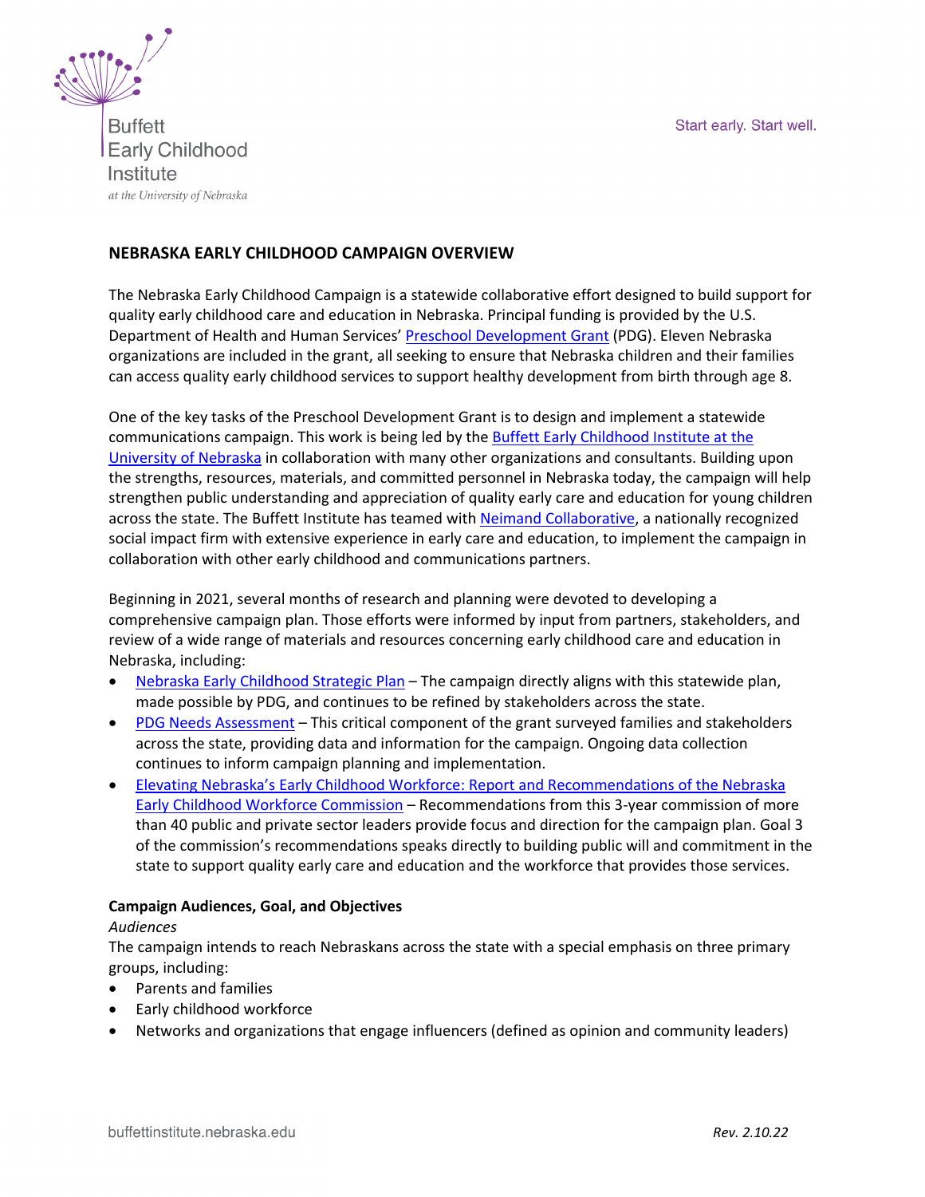Buffett Early Childhood Institute
*at the University of Nebraska*

Start early. Start well.

## NEBRASKA EARLY CHILDHOOD CAMPAIGN OVERVIEW

The Nebraska Early Childhood Campaign is a statewide collaborative effort designed to build support for quality early childhood care and education in Nebraska. Principal funding is provided by the U.S. Department of Health and Human Services' Preschool Development Grant (PDG). Eleven Nebraska organizations are included in the grant, all seeking to ensure that Nebraska children and their families can access quality early childhood services to support healthy development from birth through age 8.

One of the key tasks of the Preschool Development Grant is to design and implement a statewide communications campaign. This work is being led by the Buffett Early Childhood Institute at the University of Nebraska in collaboration with many other organizations and consultants. Building upon the strengths, resources, materials, and committed personnel in Nebraska today, the campaign will help strengthen public understanding and appreciation of quality early care and education for young children across the state. The Buffett Institute has teamed with Neimand Collaborative, a nationally recognized social impact firm with extensive experience in early care and education, to implement the campaign in collaboration with other early childhood and communications partners.

Beginning in 2021, several months of research and planning were devoted to developing a comprehensive campaign plan. Those efforts were informed by input from partners, stakeholders, and review of a wide range of materials and resources concerning early childhood care and education in Nebraska, including:

- Nebraska Early Childhood Strategic Plan – The campaign directly aligns with this statewide plan, made possible by PDG, and continues to be refined by stakeholders across the state.
- PDG Needs Assessment – This critical component of the grant surveyed families and stakeholders across the state, providing data and information for the campaign. Ongoing data collection continues to inform campaign planning and implementation.
- Elevating Nebraska's Early Childhood Workforce: Report and Recommendations of the Nebraska Early Childhood Workforce Commission – Recommendations from this 3-year commission of more than 40 public and private sector leaders provide focus and direction for the campaign plan. Goal 3 of the commission's recommendations speaks directly to building public will and commitment in the state to support quality early care and education and the workforce that provides those services.

### Campaign Audiences, Goal, and Objectives

*Audiences*

The campaign intends to reach Nebraskans across the state with a special emphasis on three primary groups, including:

- Parents and families
- Early childhood workforce
- Networks and organizations that engage influencers (defined as opinion and community leaders)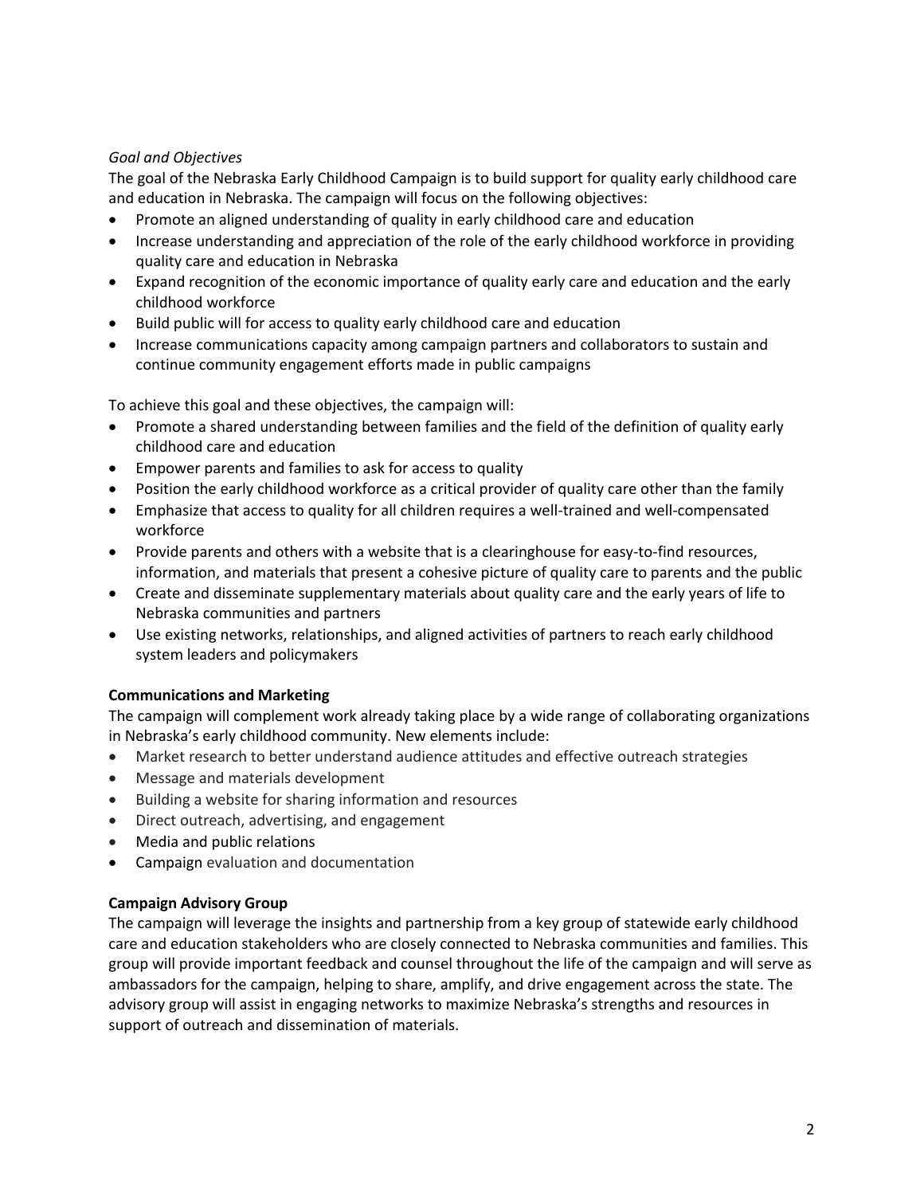*Goal and Objectives*

The goal of the Nebraska Early Childhood Campaign is to build support for quality early childhood care and education in Nebraska. The campaign will focus on the following objectives:

- Promote an aligned understanding of quality in early childhood care and education
- Increase understanding and appreciation of the role of the early childhood workforce in providing quality care and education in Nebraska
- Expand recognition of the economic importance of quality early care and education and the early childhood workforce
- Build public will for access to quality early childhood care and education
- Increase communications capacity among campaign partners and collaborators to sustain and continue community engagement efforts made in public campaigns

To achieve this goal and these objectives, the campaign will:

- Promote a shared understanding between families and the field of the definition of quality early childhood care and education
- Empower parents and families to ask for access to quality
- Position the early childhood workforce as a critical provider of quality care other than the family
- Emphasize that access to quality for all children requires a well-trained and well-compensated workforce
- Provide parents and others with a website that is a clearinghouse for easy-to-find resources, information, and materials that present a cohesive picture of quality care to parents and the public
- Create and disseminate supplementary materials about quality care and the early years of life to Nebraska communities and partners
- Use existing networks, relationships, and aligned activities of partners to reach early childhood system leaders and policymakers

**Communications and Marketing**

The campaign will complement work already taking place by a wide range of collaborating organizations in Nebraska's early childhood community. New elements include:

- Market research to better understand audience attitudes and effective outreach strategies
- Message and materials development
- Building a website for sharing information and resources
- Direct outreach, advertising, and engagement
- Media and public relations
- Campaign evaluation and documentation

**Campaign Advisory Group**

The campaign will leverage the insights and partnership from a key group of statewide early childhood care and education stakeholders who are closely connected to Nebraska communities and families. This group will provide important feedback and counsel throughout the life of the campaign and will serve as ambassadors for the campaign, helping to share, amplify, and drive engagement across the state. The advisory group will assist in engaging networks to maximize Nebraska's strengths and resources in support of outreach and dissemination of materials.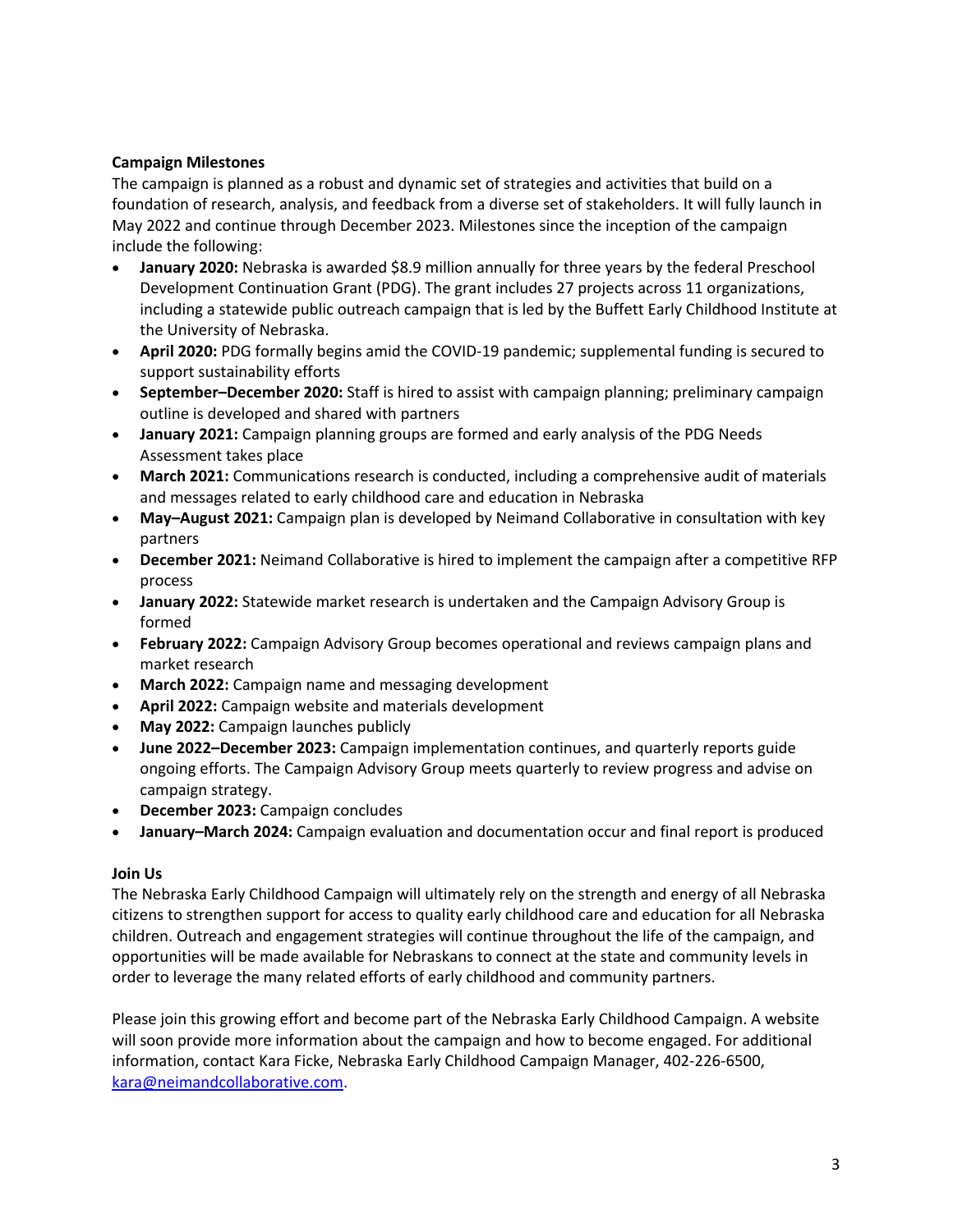**Campaign Milestones**

The campaign is planned as a robust and dynamic set of strategies and activities that build on a foundation of research, analysis, and feedback from a diverse set of stakeholders. It will fully launch in May 2022 and continue through December 2023. Milestones since the inception of the campaign include the following:

- **January 2020:** Nebraska is awarded $8.9 million annually for three years by the federal Preschool Development Continuation Grant (PDG). The grant includes 27 projects across 11 organizations, including a statewide public outreach campaign that is led by the Buffett Early Childhood Institute at the University of Nebraska.
- **April 2020:** PDG formally begins amid the COVID-19 pandemic; supplemental funding is secured to support sustainability efforts
- **September–December 2020:** Staff is hired to assist with campaign planning; preliminary campaign outline is developed and shared with partners
- **January 2021:** Campaign planning groups are formed and early analysis of the PDG Needs Assessment takes place
- **March 2021:** Communications research is conducted, including a comprehensive audit of materials and messages related to early childhood care and education in Nebraska
- **May–August 2021:** Campaign plan is developed by Neimand Collaborative in consultation with key partners
- **December 2021:** Neimand Collaborative is hired to implement the campaign after a competitive RFP process
- **January 2022:** Statewide market research is undertaken and the Campaign Advisory Group is formed
- **February 2022:** Campaign Advisory Group becomes operational and reviews campaign plans and market research
- **March 2022:** Campaign name and messaging development
- **April 2022:** Campaign website and materials development
- **May 2022:** Campaign launches publicly
- **June 2022–December 2023:** Campaign implementation continues, and quarterly reports guide ongoing efforts. The Campaign Advisory Group meets quarterly to review progress and advise on campaign strategy.
- **December 2023:** Campaign concludes
- **January–March 2024:** Campaign evaluation and documentation occur and final report is produced

**Join Us**

The Nebraska Early Childhood Campaign will ultimately rely on the strength and energy of all Nebraska citizens to strengthen support for access to quality early childhood care and education for all Nebraska children. Outreach and engagement strategies will continue throughout the life of the campaign, and opportunities will be made available for Nebraskans to connect at the state and community levels in order to leverage the many related efforts of early childhood and community partners.

Please join this growing effort and become part of the Nebraska Early Childhood Campaign. A website will soon provide more information about the campaign and how to become engaged. For additional information, contact Kara Ficke, Nebraska Early Childhood Campaign Manager, 402-226-6500, kara@neimandcollaborative.com.